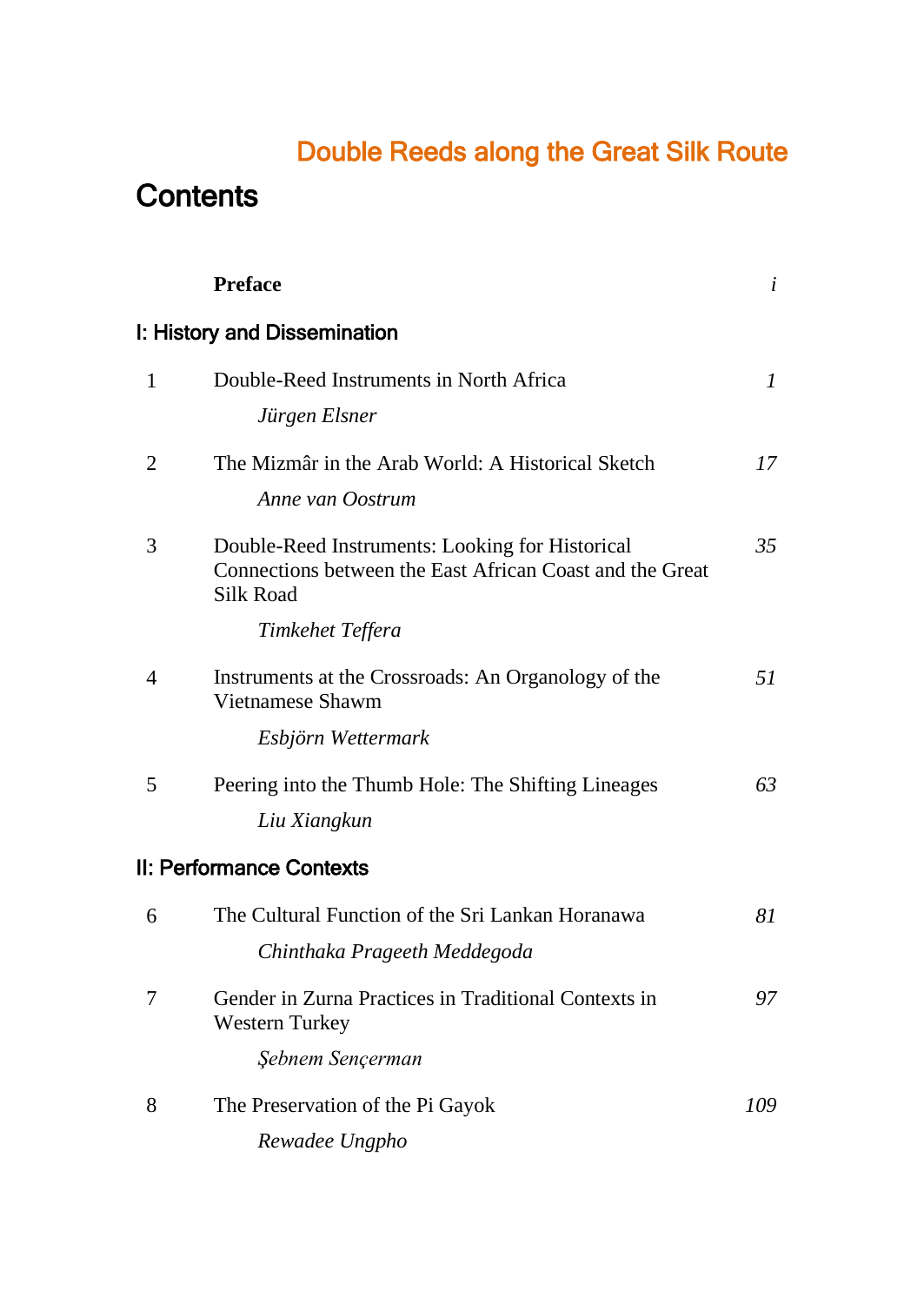# Double Reeds along the Great Silk Route

## Contents

| | | |
|---|---|---|
| | **Preface** | *i* |

### I: History and Dissemination

| | | |
|---|---|---|
| 1 | Double-Reed Instruments in North Africa<br>*Jürgen Elsner* | *1* |
| 2 | The Mizmâr in the Arab World: A Historical Sketch<br>*Anne van Oostrum* | *17* |
| 3 | Double-Reed Instruments: Looking for Historical Connections between the East African Coast and the Great Silk Road<br>*Timkehet Teffera* | *35* |
| 4 | Instruments at the Crossroads: An Organology of the Vietnamese Shawm<br>*Esbjörn Wettermark* | *51* |
| 5 | Peering into the Thumb Hole: The Shifting Lineages<br>*Liu Xiangkun* | *63* |

### II: Performance Contexts

| | | |
|---|---|---|
| 6 | The Cultural Function of the Sri Lankan Horanawa<br>*Chinthaka Prageeth Meddegoda* | *81* |
| 7 | Gender in Zurna Practices in Traditional Contexts in Western Turkey<br>*Şebnem Sençerman* | *97* |
| 8 | The Preservation of the Pi Gayok<br>*Rewadee Ungpho* | *109* |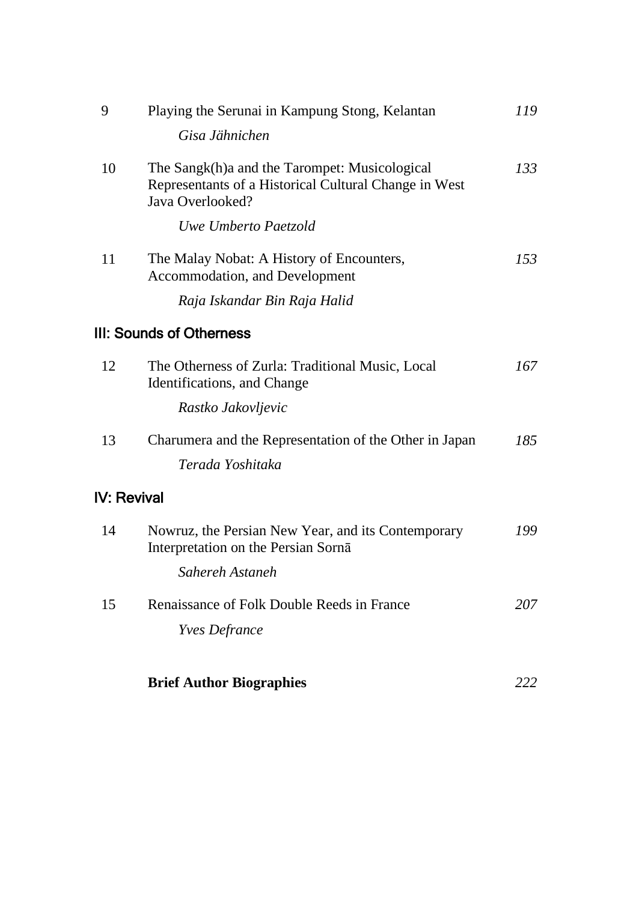9 Playing the Serunai in Kampung Stong, Kelantan *119*

*Gisa Jähnichen*

10 The Sangk(h)a and the Tarompet: Musicological Representants of a Historical Cultural Change in West Java Overlooked? *133*

*Uwe Umberto Paetzold*

11 The Malay Nobat: A History of Encounters, Accommodation, and Development *153*

*Raja Iskandar Bin Raja Halid*

## III: Sounds of Otherness

12 The Otherness of Zurla: Traditional Music, Local Identifications, and Change *167*

*Rastko Jakovljevic*

13 Charumera and the Representation of the Other in Japan *185*

*Terada Yoshitaka*

## IV: Revival

14 Nowruz, the Persian New Year, and its Contemporary Interpretation on the Persian Sornā *199*

*Sahereh Astaneh*

15 Renaissance of Folk Double Reeds in France *207*

*Yves Defrance*

**Brief Author Biographies** *222*